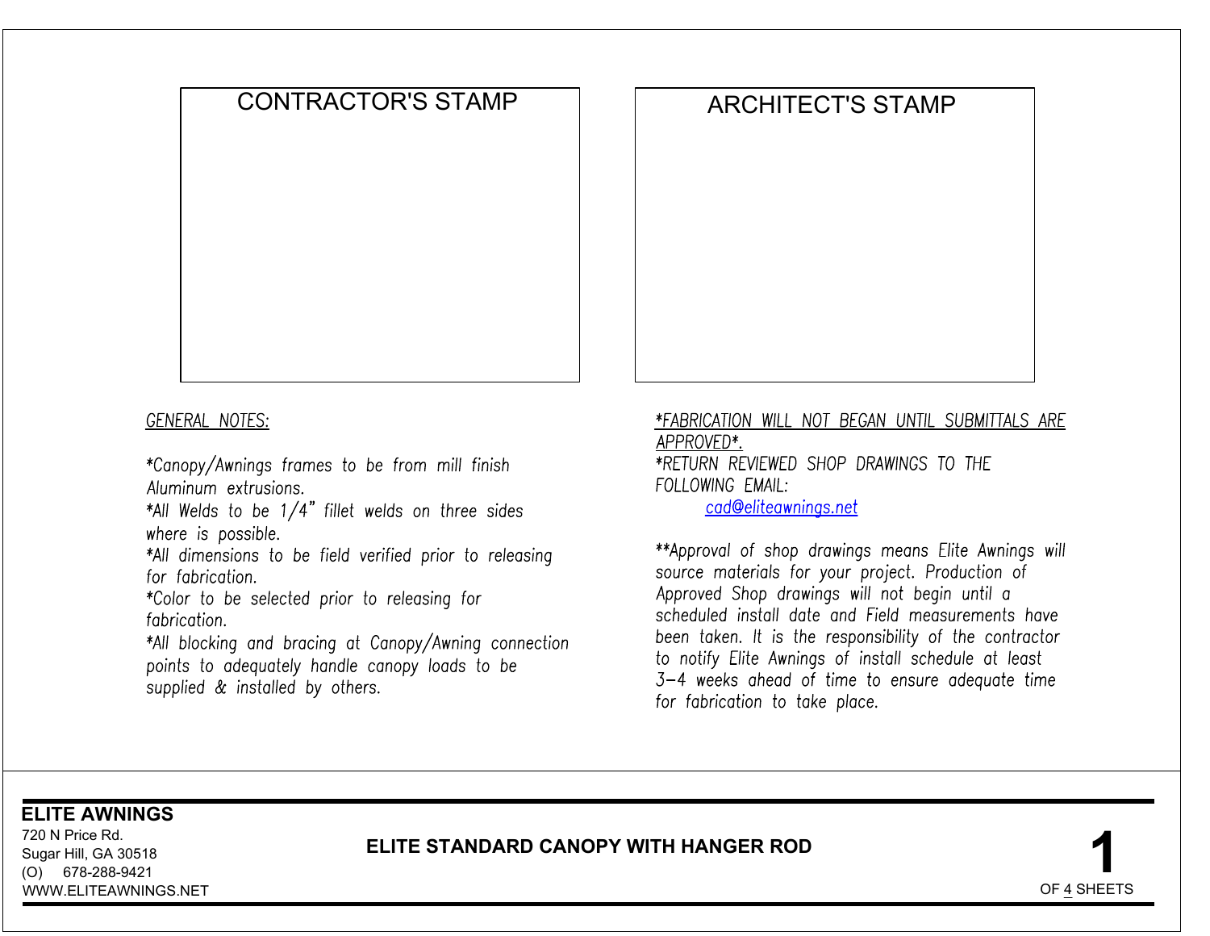CONTRACTOR'S STAMP

ARCHITECT'S STAMP

## GENERAL NOTES:

*Canopy/Awnings frames to be from mill finish Aluminum extrusions.
*All Welds to be 1/4" fillet welds on three sides where is possible.
*All dimensions to be field verified prior to releasing for fabrication.
*Color to be selected prior to releasing for fabrication.
*All blocking and bracing at Canopy/Awning connection points to adequately handle canopy loads to be supplied & installed by others.

*FABRICATION WILL NOT BEGAN UNTIL SUBMITTALS ARE APPROVED*.
*RETURN REVIEWED SHOP DRAWINGS TO THE FOLLOWING EMAIL:
cad@eliteawnings.net

**Approval of shop drawings means Elite Awnings will source materials for your project. Production of Approved Shop drawings will not begin until a scheduled install date and Field measurements have been taken. It is the responsibility of the contractor to notify Elite Awnings of install schedule at least 3-4 weeks ahead of time to ensure adequate time for fabrication to take place.

**ELITE AWNINGS**
720 N Price Rd.
Sugar Hill, GA 30518
(O) 678-288-9421
WWW.ELITEAWNINGS.NET

**ELITE STANDARD CANOPY WITH HANGER ROD**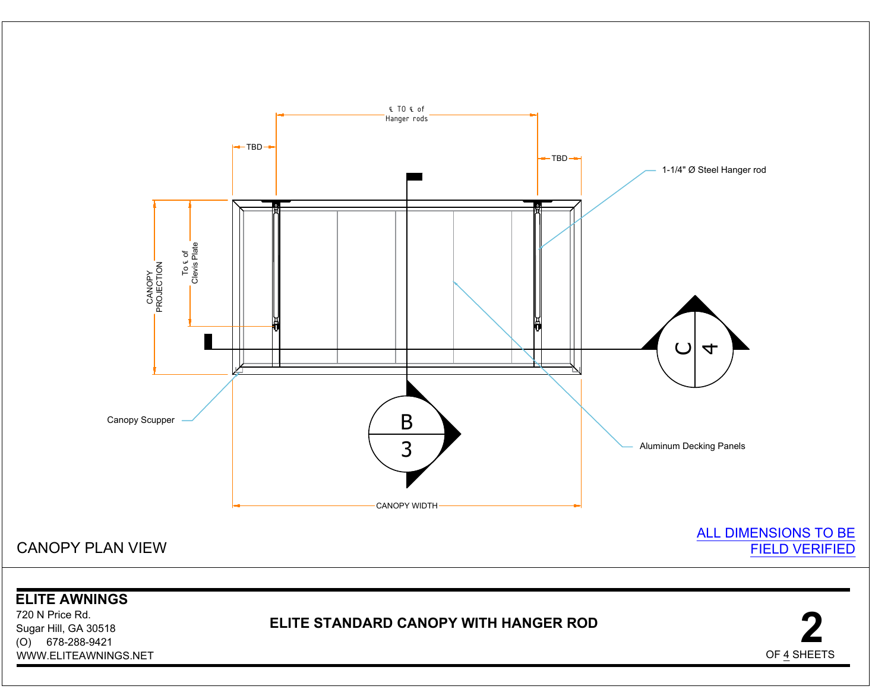℄ TO ℄ of Hanger rods

TBD

TBD

1-1/4" Ø Steel Hanger rod

CANOPY PROJECTION

To ℄ of Clevis Plate

C
4

Canopy Scupper

B
3

Aluminum Decking Panels

CANOPY WIDTH

CANOPY PLAN VIEW

ALL DIMENSIONS TO BE FIELD VERIFIED

**ELITE AWNINGS**
720 N Price Rd.
Sugar Hill, GA 30518
(O) 678-288-9421
WWW.ELITEAWNINGS.NET

**ELITE STANDARD CANOPY WITH HANGER ROD**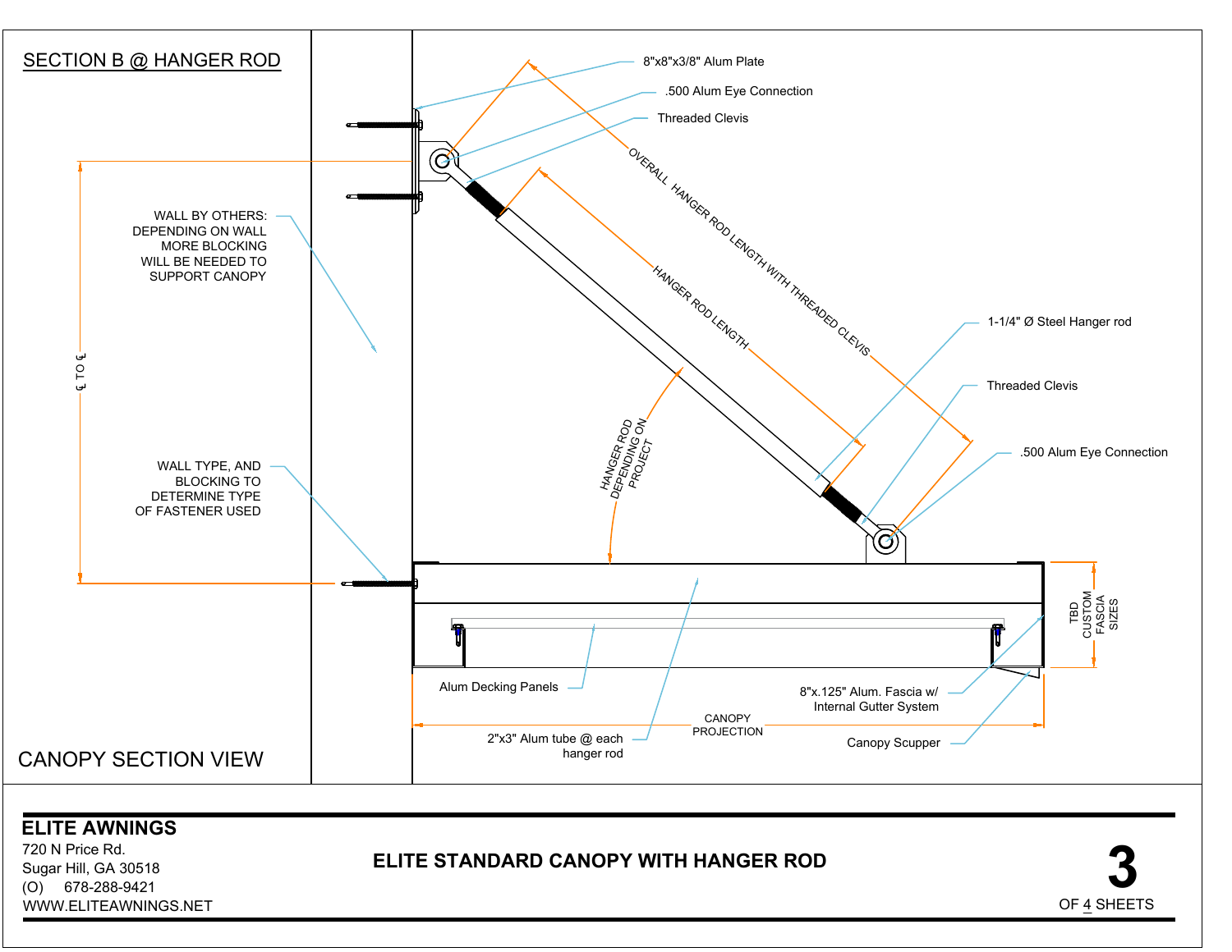## SECTION B @ HANGER ROD

8"x8"x3/8" Alum Plate

.500 Alum Eye Connection

Threaded Clevis

OVERALL HANGER ROD LENGTH WITH THREADED CLEVIS

HANGER ROD LENGTH

WALL BY OTHERS: DEPENDING ON WALL MORE BLOCKING WILL BE NEEDED TO SUPPORT CANOPY

3' TO 6'

1-1/4" Ø Steel Hanger rod

Threaded Clevis

.500 Alum Eye Connection

HANGER ROD DEPENDING ON PROJECT

WALL TYPE, AND BLOCKING TO DETERMINE TYPE OF FASTENER USED

TBD CUSTOM FASCIA SIZES

Alum Decking Panels

8"x.125" Alum. Fascia w/ Internal Gutter System

CANOPY PROJECTION

2"x3" Alum tube @ each hanger rod

Canopy Scupper

## CANOPY SECTION VIEW

**ELITE AWNINGS**
720 N Price Rd.
Sugar Hill, GA 30518
(O) 678-288-9421
WWW.ELITEAWNINGS.NET

**ELITE STANDARD CANOPY WITH HANGER ROD**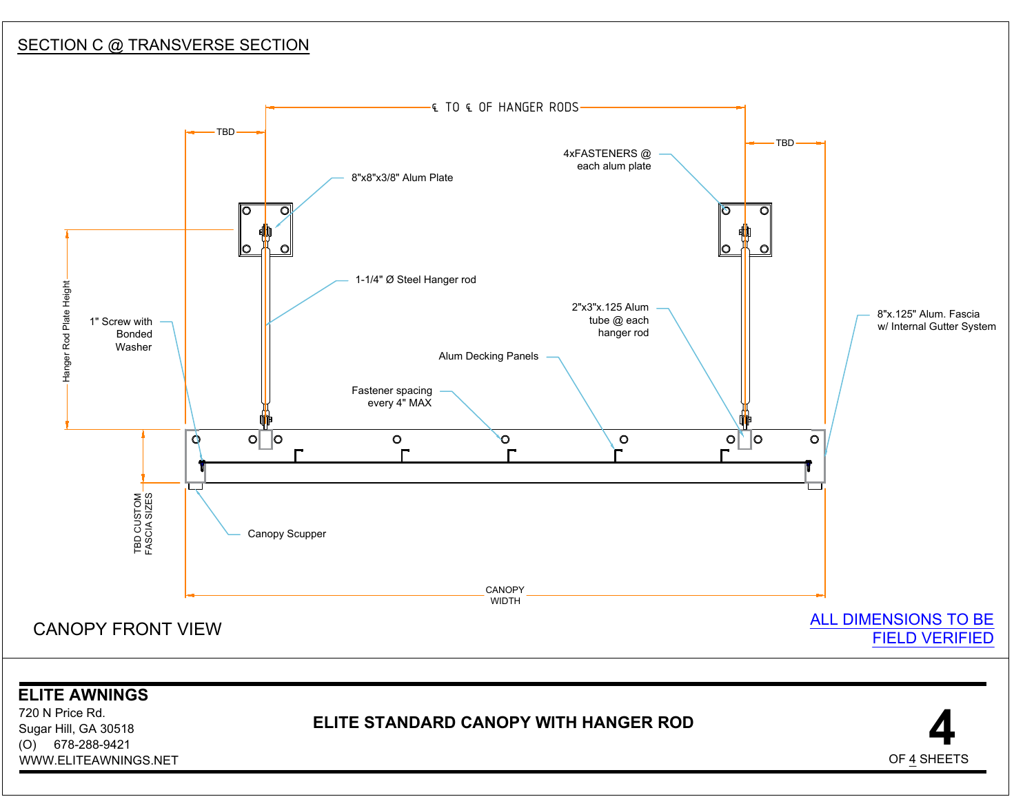## SECTION C @ TRANSVERSE SECTION

℄ TO ℄ OF HANGER RODS

TBD

TBD

4xFASTENERS @ each alum plate

8"x8"x3/8" Alum Plate

1-1/4" Ø Steel Hanger rod

2"x3"x.125 Alum tube @ each hanger rod

8"x.125" Alum. Fascia w/ Internal Gutter System

Hanger Rod Plate Height

1" Screw with Bonded Washer

Alum Decking Panels

Fastener spacing every 4" MAX

TBD CUSTOM FASCIA SIZES

Canopy Scupper

CANOPY WIDTH

CANOPY FRONT VIEW

ALL DIMENSIONS TO BE FIELD VERIFIED

**ELITE AWNINGS**
720 N Price Rd.
Sugar Hill, GA 30518
(O) 678-288-9421
WWW.ELITEAWNINGS.NET

**ELITE STANDARD CANOPY WITH HANGER ROD**